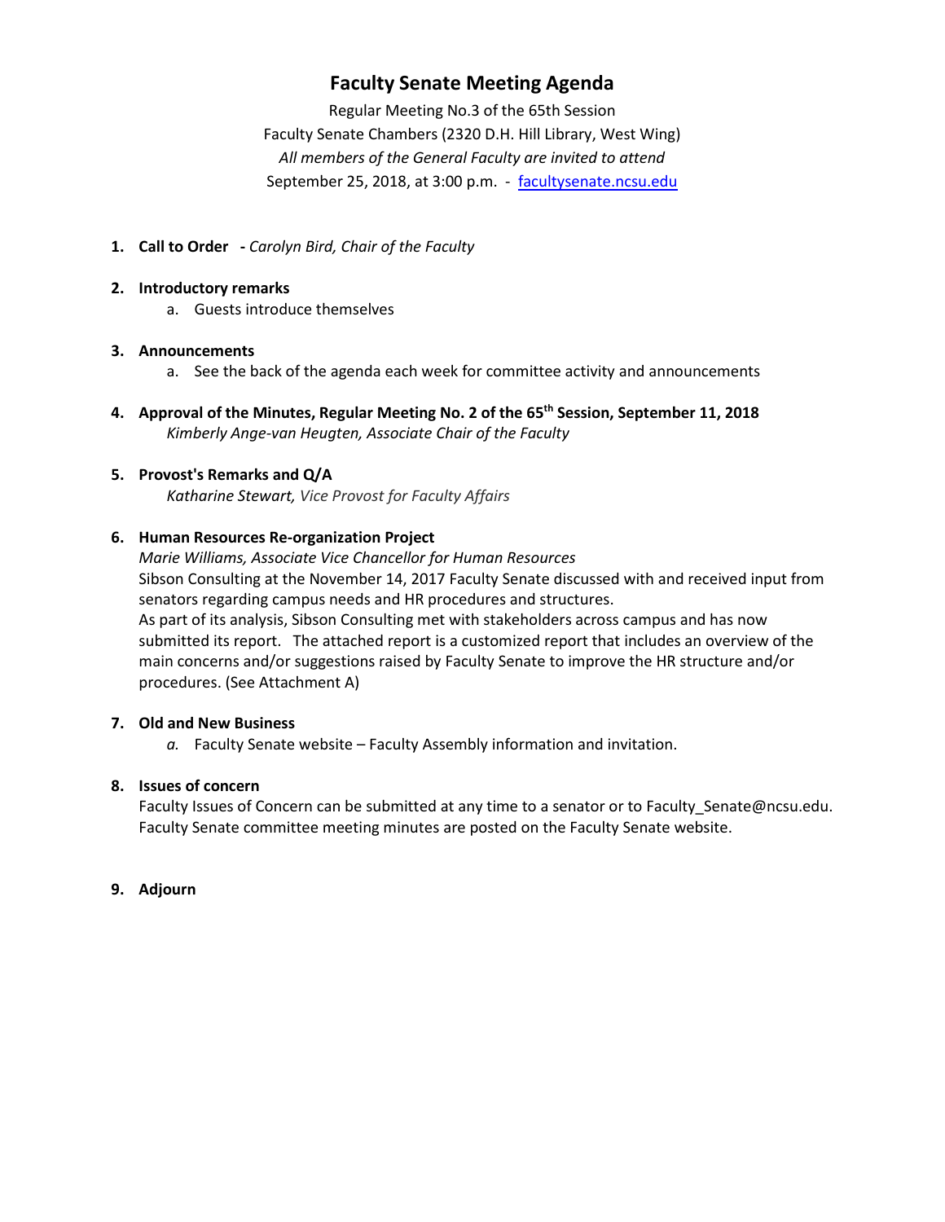# Faculty Senate Meeting Agenda

Regular Meeting No.3 of the 65th Session
Faculty Senate Chambers (2320 D.H. Hill Library, West Wing)
*All members of the General Faculty are invited to attend*
September 25, 2018, at 3:00 p.m. - [facultysenate.ncsu.edu](facultysenate.ncsu.edu)

1. **Call to Order** **-** *Carolyn Bird, Chair of the Faculty*

2. **Introductory remarks**
   a. Guests introduce themselves

3. **Announcements**
   a. See the back of the agenda each week for committee activity and announcements

4. **Approval of the Minutes, Regular Meeting No. 2 of the 65th Session, September 11, 2018**
   *Kimberly Ange-van Heugten, Associate Chair of the Faculty*

5. **Provost's Remarks and Q/A**
   *Katharine Stewart, Vice Provost for Faculty Affairs*

6. **Human Resources Re-organization Project**
   *Marie Williams, Associate Vice Chancellor for Human Resources*
   Sibson Consulting at the November 14, 2017 Faculty Senate discussed with and received input from senators regarding campus needs and HR procedures and structures.
   As part of its analysis, Sibson Consulting met with stakeholders across campus and has now submitted its report. The attached report is a customized report that includes an overview of the main concerns and/or suggestions raised by Faculty Senate to improve the HR structure and/or procedures. (See Attachment A)

7. **Old and New Business**
   *a.* Faculty Senate website – Faculty Assembly information and invitation.

8. **Issues of concern**
   Faculty Issues of Concern can be submitted at any time to a senator or to Faculty_Senate@ncsu.edu. Faculty Senate committee meeting minutes are posted on the Faculty Senate website.

9. **Adjourn**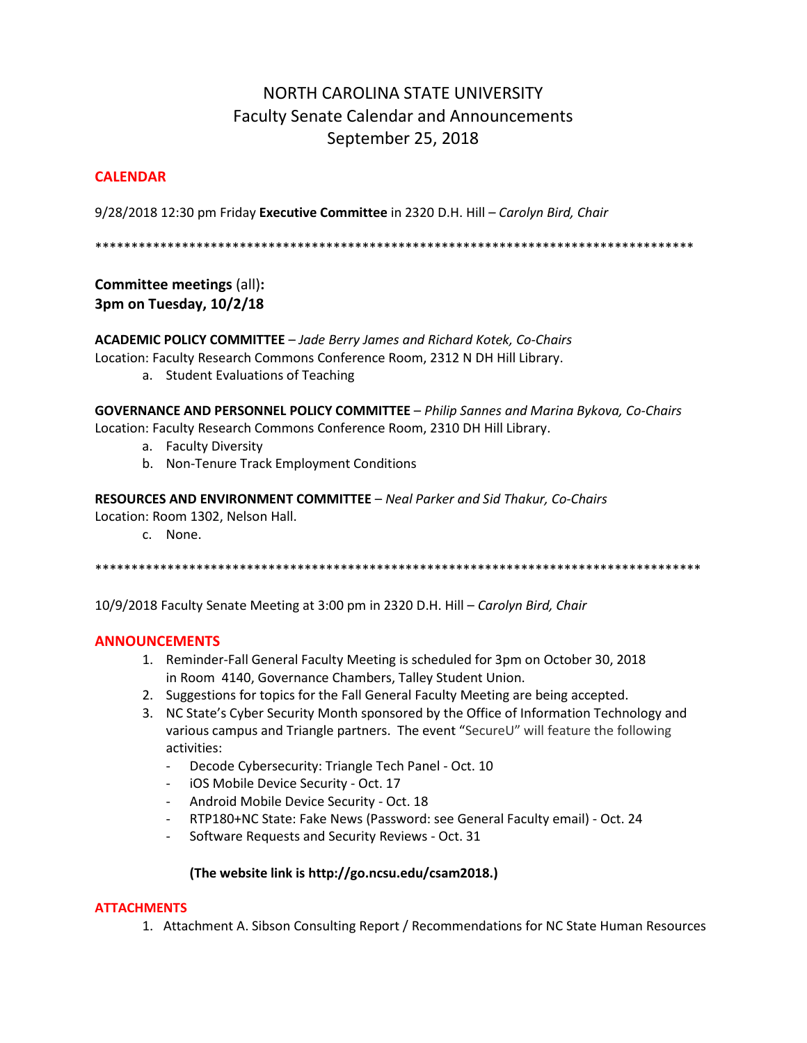# NORTH CAROLINA STATE UNIVERSITY
# Faculty Senate Calendar and Announcements
# September 25, 2018

## CALENDAR

9/28/2018 12:30 pm Friday **Executive Committee** in 2320 D.H. Hill – *Carolyn Bird, Chair*

**************************************************************************************

**Committee meetings** (all)**:**
**3pm on Tuesday, 10/2/18**

**ACADEMIC POLICY COMMITTEE** – *Jade Berry James and Richard Kotek, Co-Chairs*
Location: Faculty Research Commons Conference Room, 2312 N DH Hill Library.

a. Student Evaluations of Teaching

**GOVERNANCE AND PERSONNEL POLICY COMMITTEE** – *Philip Sannes and Marina Bykova, Co-Chairs*
Location: Faculty Research Commons Conference Room, 2310 DH Hill Library.

a. Faculty Diversity
b. Non-Tenure Track Employment Conditions

**RESOURCES AND ENVIRONMENT COMMITTEE** – *Neal Parker and Sid Thakur, Co-Chairs*
Location: Room 1302, Nelson Hall.

c. None.

**************************************************************************************

10/9/2018 Faculty Senate Meeting at 3:00 pm in 2320 D.H. Hill – *Carolyn Bird, Chair*

## ANNOUNCEMENTS

1. Reminder-Fall General Faculty Meeting is scheduled for 3pm on October 30, 2018 in Room 4140, Governance Chambers, Talley Student Union.
2. Suggestions for topics for the Fall General Faculty Meeting are being accepted.
3. NC State's Cyber Security Month sponsored by the Office of Information Technology and various campus and Triangle partners. The event "SecureU" will feature the following activities:
   - Decode Cybersecurity: Triangle Tech Panel - Oct. 10
   - iOS Mobile Device Security - Oct. 17
   - Android Mobile Device Security - Oct. 18
   - RTP180+NC State: Fake News (Password: see General Faculty email) - Oct. 24
   - Software Requests and Security Reviews - Oct. 31

   **(The website link is http://go.ncsu.edu/csam2018.)**

## ATTACHMENTS

1. Attachment A. Sibson Consulting Report / Recommendations for NC State Human Resources